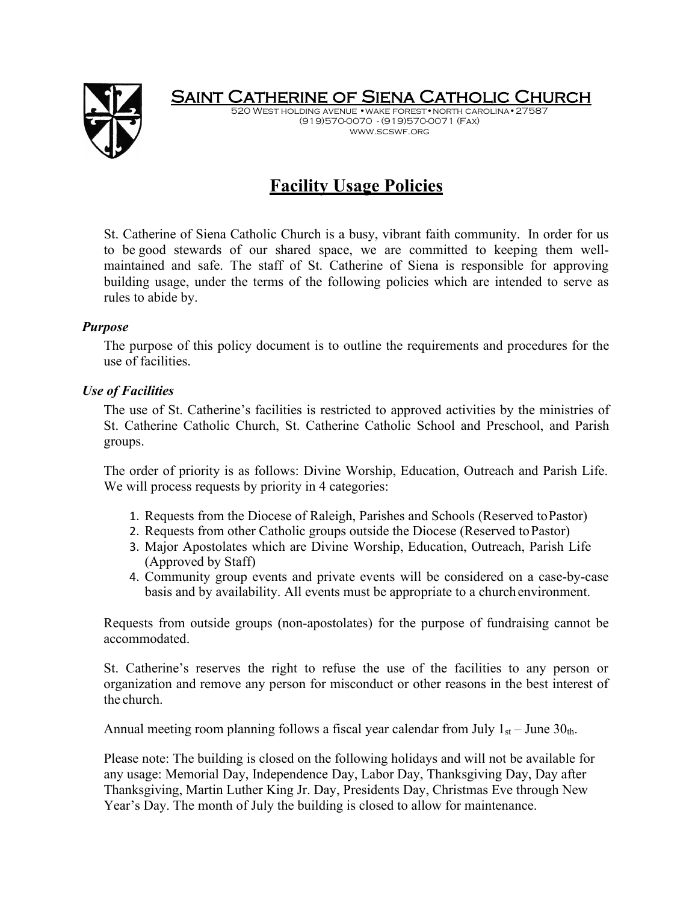# Saint Catherine of Siena Catholic Church

520 West holding avenue • wake forest • north carolina • 27587
(919)570-0070 - (919)570-0071 (Fax)
www.scswf.org

## Facility Usage Policies

St. Catherine of Siena Catholic Church is a busy, vibrant faith community. In order for us to be good stewards of our shared space, we are committed to keeping them well-maintained and safe. The staff of St. Catherine of Siena is responsible for approving building usage, under the terms of the following policies which are intended to serve as rules to abide by.

### *Purpose*

The purpose of this policy document is to outline the requirements and procedures for the use of facilities.

### *Use of Facilities*

The use of St. Catherine's facilities is restricted to approved activities by the ministries of St. Catherine Catholic Church, St. Catherine Catholic School and Preschool, and Parish groups.

The order of priority is as follows: Divine Worship, Education, Outreach and Parish Life. We will process requests by priority in 4 categories:

1. Requests from the Diocese of Raleigh, Parishes and Schools (Reserved to Pastor)
2. Requests from other Catholic groups outside the Diocese (Reserved to Pastor)
3. Major Apostolates which are Divine Worship, Education, Outreach, Parish Life (Approved by Staff)
4. Community group events and private events will be considered on a case-by-case basis and by availability. All events must be appropriate to a church environment.

Requests from outside groups (non-apostolates) for the purpose of fundraising cannot be accommodated.

St. Catherine's reserves the right to refuse the use of the facilities to any person or organization and remove any person for misconduct or other reasons in the best interest of the church.

Annual meeting room planning follows a fiscal year calendar from July 1st – June 30th.

Please note: The building is closed on the following holidays and will not be available for any usage: Memorial Day, Independence Day, Labor Day, Thanksgiving Day, Day after Thanksgiving, Martin Luther King Jr. Day, Presidents Day, Christmas Eve through New Year's Day. The month of July the building is closed to allow for maintenance.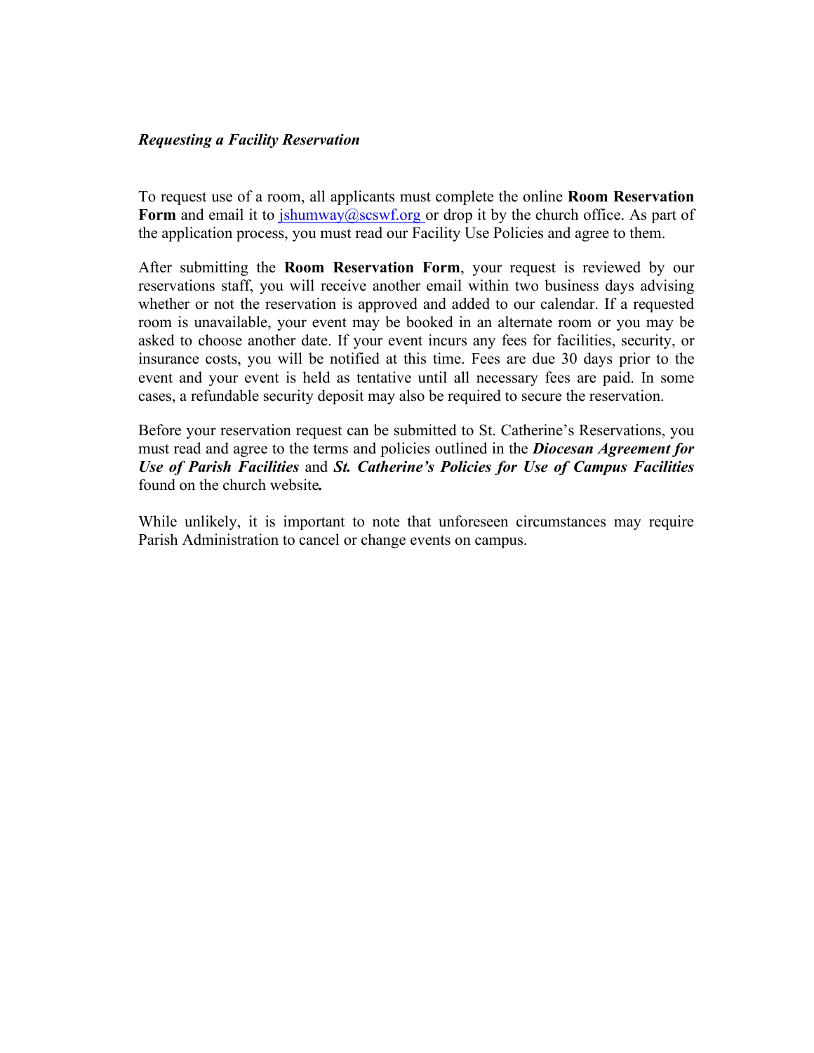***Requesting a Facility Reservation***

To request use of a room, all applicants must complete the online **Room Reservation Form** and email it to jshumway@scswf.org or drop it by the church office. As part of the application process, you must read our Facility Use Policies and agree to them.

After submitting the **Room Reservation Form**, your request is reviewed by our reservations staff, you will receive another email within two business days advising whether or not the reservation is approved and added to our calendar. If a requested room is unavailable, your event may be booked in an alternate room or you may be asked to choose another date. If your event incurs any fees for facilities, security, or insurance costs, you will be notified at this time. Fees are due 30 days prior to the event and your event is held as tentative until all necessary fees are paid. In some cases, a refundable security deposit may also be required to secure the reservation.

Before your reservation request can be submitted to St. Catherine's Reservations, you must read and agree to the terms and policies outlined in the ***Diocesan Agreement for Use of Parish Facilities*** and ***St. Catherine's Policies for Use of Campus Facilities*** found on the church website***.***

While unlikely, it is important to note that unforeseen circumstances may require Parish Administration to cancel or change events on campus.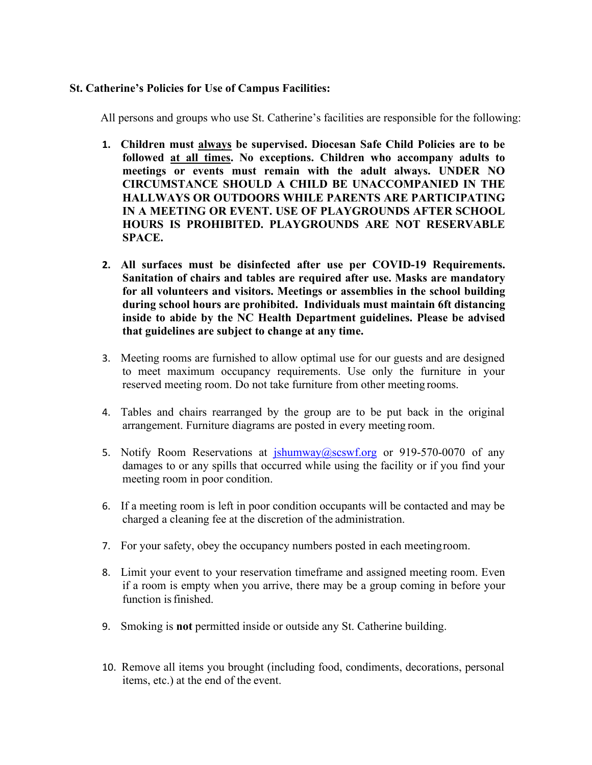**St. Catherine's Policies for Use of Campus Facilities:**

All persons and groups who use St. Catherine's facilities are responsible for the following:

1. **Children must always be supervised. Diocesan Safe Child Policies are to be followed at all times. No exceptions. Children who accompany adults to meetings or events must remain with the adult always. UNDER NO CIRCUMSTANCE SHOULD A CHILD BE UNACCOMPANIED IN THE HALLWAYS OR OUTDOORS WHILE PARENTS ARE PARTICIPATING IN A MEETING OR EVENT. USE OF PLAYGROUNDS AFTER SCHOOL HOURS IS PROHIBITED. PLAYGROUNDS ARE NOT RESERVABLE SPACE.**

2. **All surfaces must be disinfected after use per COVID-19 Requirements. Sanitation of chairs and tables are required after use. Masks are mandatory for all volunteers and visitors. Meetings or assemblies in the school building during school hours are prohibited. Individuals must maintain 6ft distancing inside to abide by the NC Health Department guidelines. Please be advised that guidelines are subject to change at any time.**

3. Meeting rooms are furnished to allow optimal use for our guests and are designed to meet maximum occupancy requirements. Use only the furniture in your reserved meeting room. Do not take furniture from other meeting rooms.

4. Tables and chairs rearranged by the group are to be put back in the original arrangement. Furniture diagrams are posted in every meeting room.

5. Notify Room Reservations at jshumway@scswf.org or 919-570-0070 of any damages to or any spills that occurred while using the facility or if you find your meeting room in poor condition.

6. If a meeting room is left in poor condition occupants will be contacted and may be charged a cleaning fee at the discretion of the administration.

7. For your safety, obey the occupancy numbers posted in each meeting room.

8. Limit your event to your reservation timeframe and assigned meeting room. Even if a room is empty when you arrive, there may be a group coming in before your function is finished.

9. Smoking is **not** permitted inside or outside any St. Catherine building.

10. Remove all items you brought (including food, condiments, decorations, personal items, etc.) at the end of the event.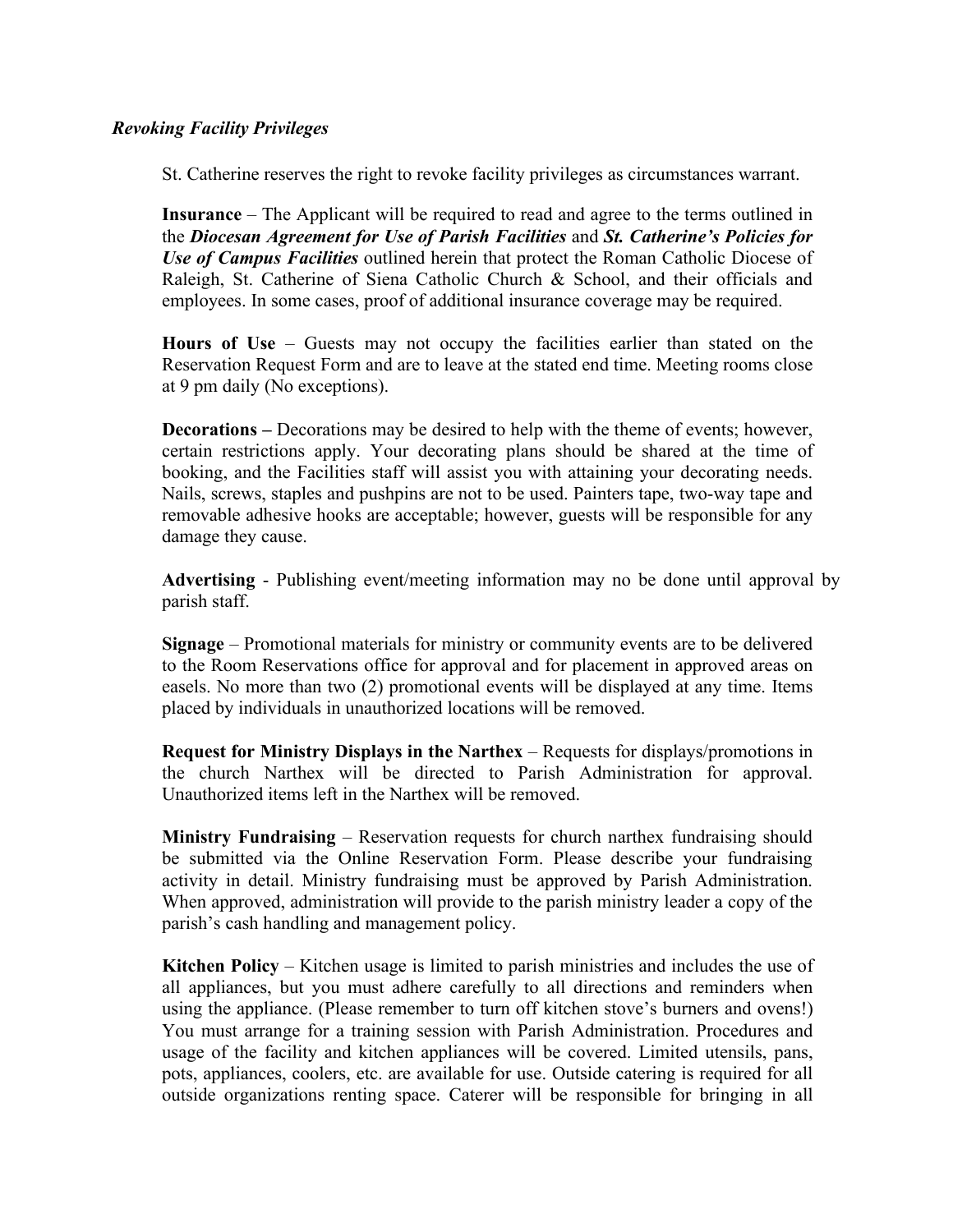### *Revoking Facility Privileges*

St. Catherine reserves the right to revoke facility privileges as circumstances warrant.

**Insurance** – The Applicant will be required to read and agree to the terms outlined in the ***Diocesan Agreement for Use of Parish Facilities*** and ***St. Catherine's Policies for Use of Campus Facilities*** outlined herein that protect the Roman Catholic Diocese of Raleigh, St. Catherine of Siena Catholic Church & School, and their officials and employees. In some cases, proof of additional insurance coverage may be required.

**Hours of Use** – Guests may not occupy the facilities earlier than stated on the Reservation Request Form and are to leave at the stated end time. Meeting rooms close at 9 pm daily (No exceptions).

**Decorations –** Decorations may be desired to help with the theme of events; however, certain restrictions apply. Your decorating plans should be shared at the time of booking, and the Facilities staff will assist you with attaining your decorating needs. Nails, screws, staples and pushpins are not to be used. Painters tape, two-way tape and removable adhesive hooks are acceptable; however, guests will be responsible for any damage they cause.

**Advertising** - Publishing event/meeting information may no be done until approval by parish staff.

**Signage** – Promotional materials for ministry or community events are to be delivered to the Room Reservations office for approval and for placement in approved areas on easels. No more than two (2) promotional events will be displayed at any time. Items placed by individuals in unauthorized locations will be removed.

**Request for Ministry Displays in the Narthex** – Requests for displays/promotions in the church Narthex will be directed to Parish Administration for approval. Unauthorized items left in the Narthex will be removed.

**Ministry Fundraising** – Reservation requests for church narthex fundraising should be submitted via the Online Reservation Form. Please describe your fundraising activity in detail. Ministry fundraising must be approved by Parish Administration. When approved, administration will provide to the parish ministry leader a copy of the parish's cash handling and management policy.

**Kitchen Policy** – Kitchen usage is limited to parish ministries and includes the use of all appliances, but you must adhere carefully to all directions and reminders when using the appliance. (Please remember to turn off kitchen stove's burners and ovens!) You must arrange for a training session with Parish Administration. Procedures and usage of the facility and kitchen appliances will be covered. Limited utensils, pans, pots, appliances, coolers, etc. are available for use. Outside catering is required for all outside organizations renting space. Caterer will be responsible for bringing in all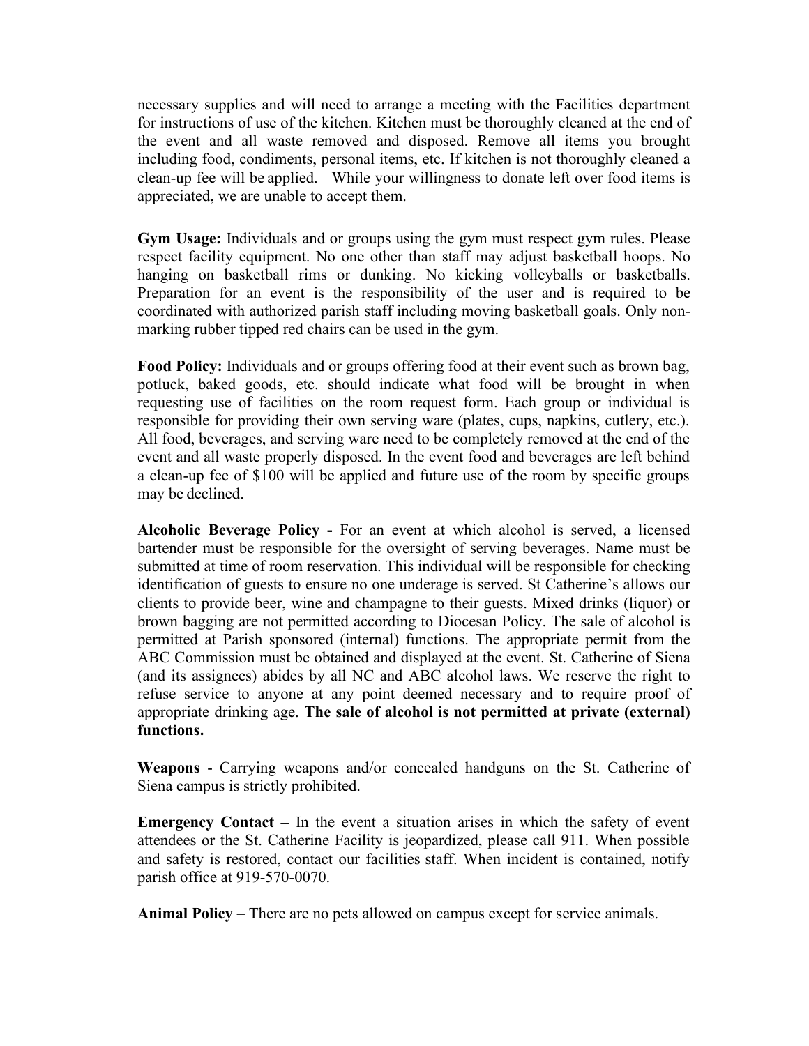necessary supplies and will need to arrange a meeting with the Facilities department for instructions of use of the kitchen. Kitchen must be thoroughly cleaned at the end of the event and all waste removed and disposed. Remove all items you brought including food, condiments, personal items, etc. If kitchen is not thoroughly cleaned a clean-up fee will be applied. While your willingness to donate left over food items is appreciated, we are unable to accept them.

**Gym Usage:** Individuals and or groups using the gym must respect gym rules. Please respect facility equipment. No one other than staff may adjust basketball hoops. No hanging on basketball rims or dunking. No kicking volleyballs or basketballs. Preparation for an event is the responsibility of the user and is required to be coordinated with authorized parish staff including moving basketball goals. Only non-marking rubber tipped red chairs can be used in the gym.

**Food Policy:** Individuals and or groups offering food at their event such as brown bag, potluck, baked goods, etc. should indicate what food will be brought in when requesting use of facilities on the room request form. Each group or individual is responsible for providing their own serving ware (plates, cups, napkins, cutlery, etc.). All food, beverages, and serving ware need to be completely removed at the end of the event and all waste properly disposed. In the event food and beverages are left behind a clean-up fee of $100 will be applied and future use of the room by specific groups may be declined.

**Alcoholic Beverage Policy -** For an event at which alcohol is served, a licensed bartender must be responsible for the oversight of serving beverages. Name must be submitted at time of room reservation. This individual will be responsible for checking identification of guests to ensure no one underage is served. St Catherine's allows our clients to provide beer, wine and champagne to their guests. Mixed drinks (liquor) or brown bagging are not permitted according to Diocesan Policy. The sale of alcohol is permitted at Parish sponsored (internal) functions. The appropriate permit from the ABC Commission must be obtained and displayed at the event. St. Catherine of Siena (and its assignees) abides by all NC and ABC alcohol laws. We reserve the right to refuse service to anyone at any point deemed necessary and to require proof of appropriate drinking age. **The sale of alcohol is not permitted at private (external) functions.**

**Weapons** - Carrying weapons and/or concealed handguns on the St. Catherine of Siena campus is strictly prohibited.

**Emergency Contact –** In the event a situation arises in which the safety of event attendees or the St. Catherine Facility is jeopardized, please call 911. When possible and safety is restored, contact our facilities staff. When incident is contained, notify parish office at 919-570-0070.

**Animal Policy** – There are no pets allowed on campus except for service animals.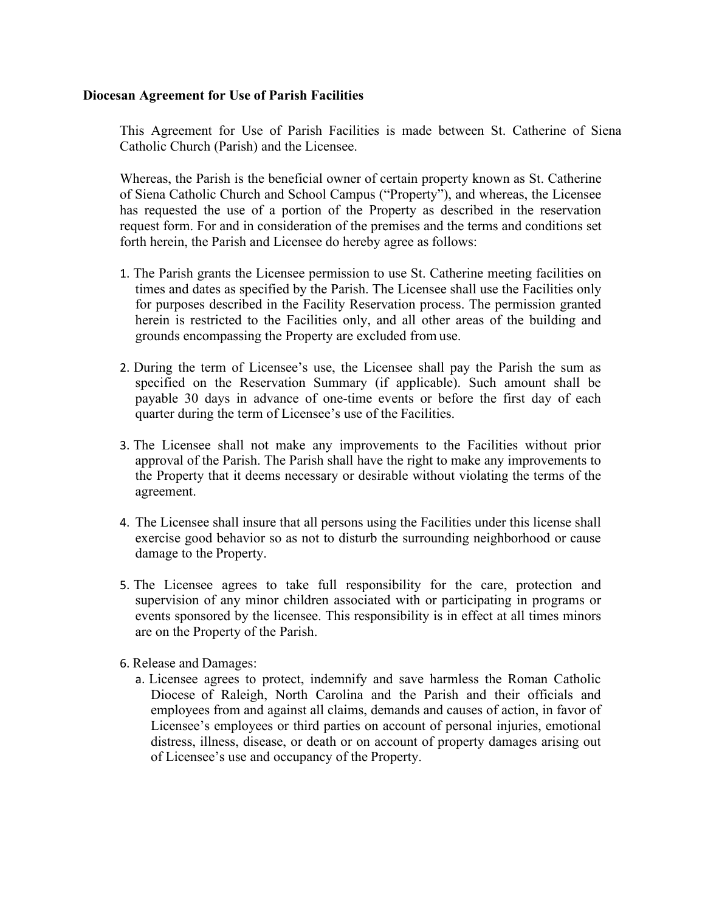**Diocesan Agreement for Use of Parish Facilities**

This Agreement for Use of Parish Facilities is made between St. Catherine of Siena Catholic Church (Parish) and the Licensee.

Whereas, the Parish is the beneficial owner of certain property known as St. Catherine of Siena Catholic Church and School Campus ("Property"), and whereas, the Licensee has requested the use of a portion of the Property as described in the reservation request form. For and in consideration of the premises and the terms and conditions set forth herein, the Parish and Licensee do hereby agree as follows:

1. The Parish grants the Licensee permission to use St. Catherine meeting facilities on times and dates as specified by the Parish. The Licensee shall use the Facilities only for purposes described in the Facility Reservation process. The permission granted herein is restricted to the Facilities only, and all other areas of the building and grounds encompassing the Property are excluded from use.

2. During the term of Licensee's use, the Licensee shall pay the Parish the sum as specified on the Reservation Summary (if applicable). Such amount shall be payable 30 days in advance of one-time events or before the first day of each quarter during the term of Licensee's use of the Facilities.

3. The Licensee shall not make any improvements to the Facilities without prior approval of the Parish. The Parish shall have the right to make any improvements to the Property that it deems necessary or desirable without violating the terms of the agreement.

4. The Licensee shall insure that all persons using the Facilities under this license shall exercise good behavior so as not to disturb the surrounding neighborhood or cause damage to the Property.

5. The Licensee agrees to take full responsibility for the care, protection and supervision of any minor children associated with or participating in programs or events sponsored by the licensee. This responsibility is in effect at all times minors are on the Property of the Parish.

6. Release and Damages:
   a. Licensee agrees to protect, indemnify and save harmless the Roman Catholic Diocese of Raleigh, North Carolina and the Parish and their officials and employees from and against all claims, demands and causes of action, in favor of Licensee's employees or third parties on account of personal injuries, emotional distress, illness, disease, or death or on account of property damages arising out of Licensee's use and occupancy of the Property.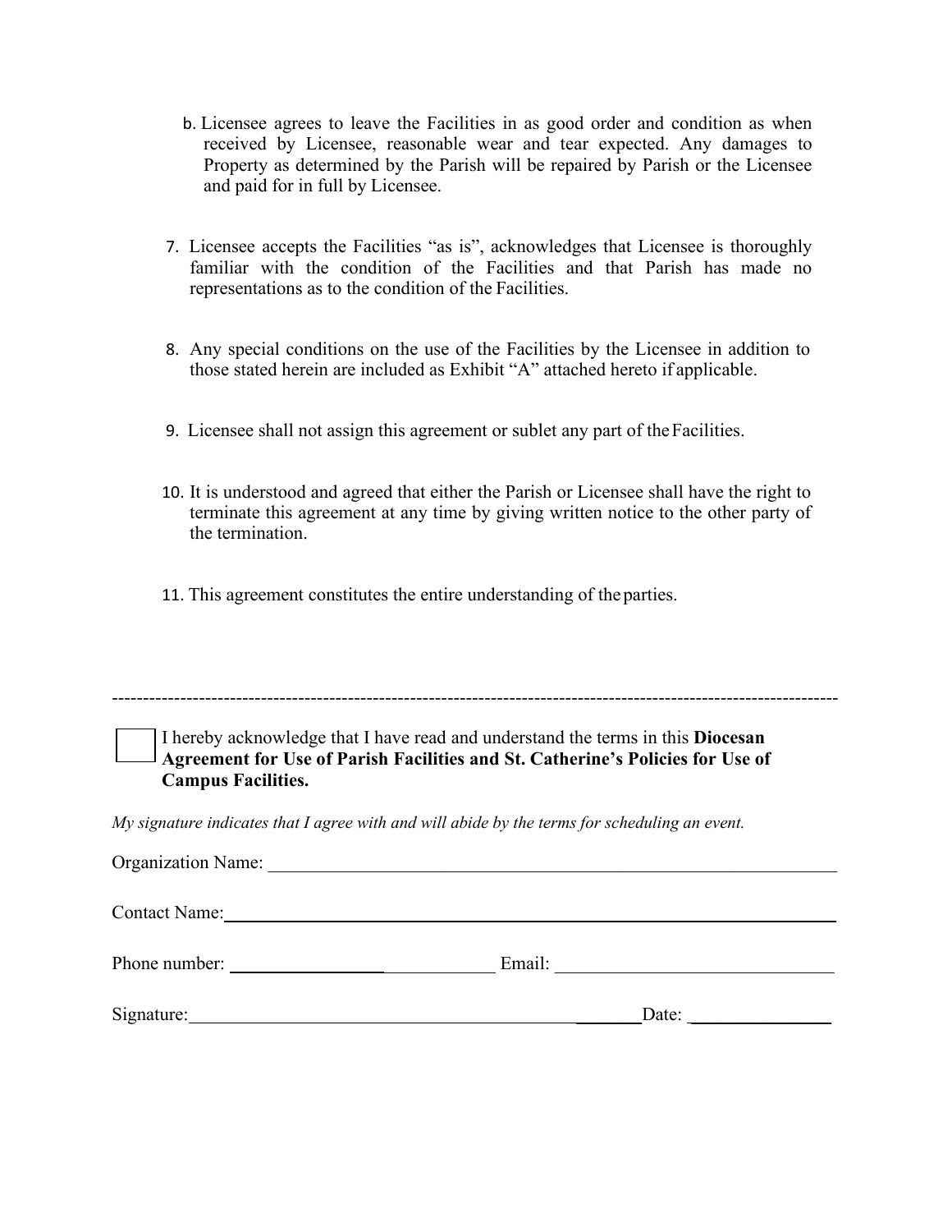b. Licensee agrees to leave the Facilities in as good order and condition as when received by Licensee, reasonable wear and tear expected. Any damages to Property as determined by the Parish will be repaired by Parish or the Licensee and paid for in full by Licensee.

7. Licensee accepts the Facilities "as is", acknowledges that Licensee is thoroughly familiar with the condition of the Facilities and that Parish has made no representations as to the condition of the Facilities.

8. Any special conditions on the use of the Facilities by the Licensee in addition to those stated herein are included as Exhibit "A" attached hereto if applicable.

9. Licensee shall not assign this agreement or sublet any part of the Facilities.

10. It is understood and agreed that either the Parish or Licensee shall have the right to terminate this agreement at any time by giving written notice to the other party of the termination.

11. This agreement constitutes the entire understanding of the parties.

---

☐ I hereby acknowledge that I have read and understand the terms in this **Diocesan Agreement for Use of Parish Facilities and St. Catherine's Policies for Use of Campus Facilities.**

*My signature indicates that I agree with and will abide by the terms for scheduling an event.*

Organization Name: ____________________________________________

Contact Name: ____________________________________________

Phone number: ______________________ Email: ______________________

Signature: ____________________________________ Date: ______________